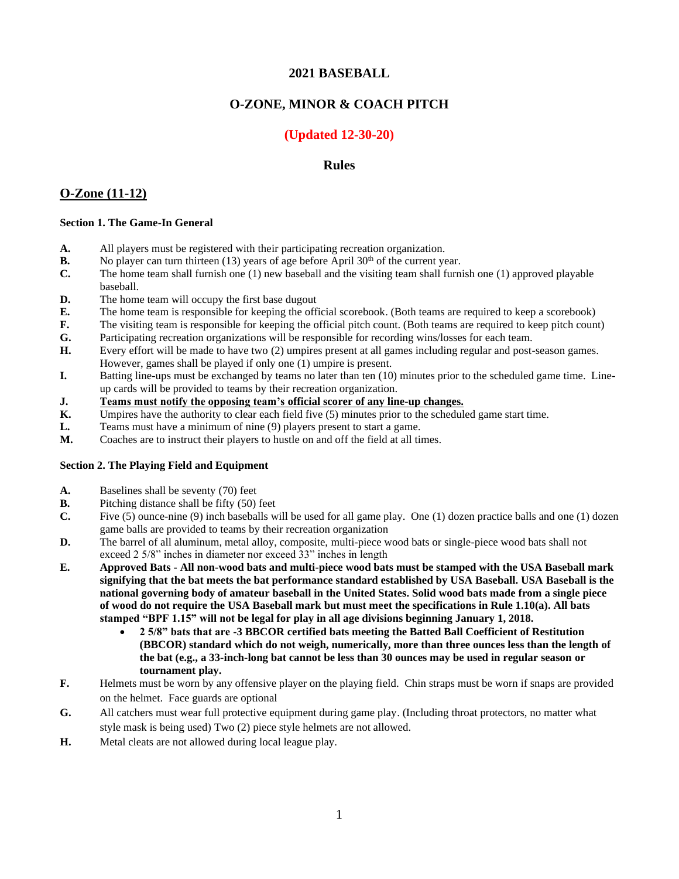# 2021 BASEBALL

## O-ZONE, MINOR & COACH PITCH

### (Updated 12-30-20)

### Rules

## O-Zone (11-12)

**Section 1. The Game-In General**

- **A.** All players must be registered with their participating recreation organization.
- **B.** No player can turn thirteen (13) years of age before April 30th of the current year.
- **C.** The home team shall furnish one (1) new baseball and the visiting team shall furnish one (1) approved playable baseball.
- **D.** The home team will occupy the first base dugout
- **E.** The home team is responsible for keeping the official scorebook. (Both teams are required to keep a scorebook)
- **F.** The visiting team is responsible for keeping the official pitch count. (Both teams are required to keep pitch count)
- **G.** Participating recreation organizations will be responsible for recording wins/losses for each team.
- **H.** Every effort will be made to have two (2) umpires present at all games including regular and post-season games. However, games shall be played if only one (1) umpire is present.
- **I.** Batting line-ups must be exchanged by teams no later than ten (10) minutes prior to the scheduled game time. Line-up cards will be provided to teams by their recreation organization.
- **J.** **Teams must notify the opposing team's official scorer of any line-up changes.**
- **K.** Umpires have the authority to clear each field five (5) minutes prior to the scheduled game start time.
- **L.** Teams must have a minimum of nine (9) players present to start a game.
- **M.** Coaches are to instruct their players to hustle on and off the field at all times.

**Section 2. The Playing Field and Equipment**

- **A.** Baselines shall be seventy (70) feet
- **B.** Pitching distance shall be fifty (50) feet
- **C.** Five (5) ounce-nine (9) inch baseballs will be used for all game play. One (1) dozen practice balls and one (1) dozen game balls are provided to teams by their recreation organization
- **D.** The barrel of all aluminum, metal alloy, composite, multi-piece wood bats or single-piece wood bats shall not exceed 2 5/8" inches in diameter nor exceed 33" inches in length
- **E.** **Approved Bats - All non-wood bats and multi-piece wood bats must be stamped with the USA Baseball mark signifying that the bat meets the bat performance standard established by USA Baseball. USA Baseball is the national governing body of amateur baseball in the United States. Solid wood bats made from a single piece of wood do not require the USA Baseball mark but must meet the specifications in Rule 1.10(a). All bats stamped "BPF 1.15" will not be legal for play in all age divisions beginning January 1, 2018.**
  - **2 5/8" bats that are -3 BBCOR certified bats meeting the Batted Ball Coefficient of Restitution (BBCOR) standard which do not weigh, numerically, more than three ounces less than the length of the bat (e.g., a 33-inch-long bat cannot be less than 30 ounces may be used in regular season or tournament play.**
- **F.** Helmets must be worn by any offensive player on the playing field. Chin straps must be worn if snaps are provided on the helmet. Face guards are optional
- **G.** All catchers must wear full protective equipment during game play. (Including throat protectors, no matter what style mask is being used) Two (2) piece style helmets are not allowed.
- **H.** Metal cleats are not allowed during local league play.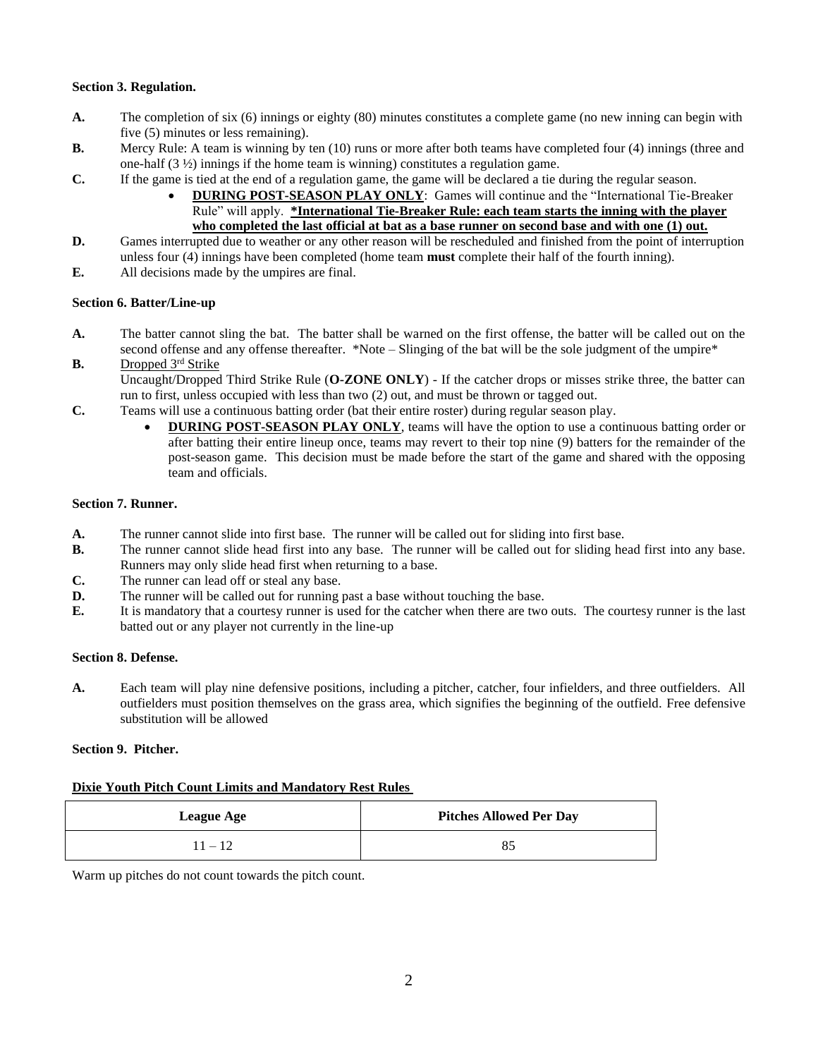**Section 3. Regulation.**

**A.** The completion of six (6) innings or eighty (80) minutes constitutes a complete game (no new inning can begin with five (5) minutes or less remaining).

**B.** Mercy Rule: A team is winning by ten (10) runs or more after both teams have completed four (4) innings (three and one-half (3 ½) innings if the home team is winning) constitutes a regulation game.

**C.** If the game is tied at the end of a regulation game, the game will be declared a tie during the regular season.

- **DURING POST-SEASON PLAY ONLY**: Games will continue and the "International Tie-Breaker Rule" will apply. **\*International Tie-Breaker Rule: each team starts the inning with the player who completed the last official at bat as a base runner on second base and with one (1) out.**

**D.** Games interrupted due to weather or any other reason will be rescheduled and finished from the point of interruption unless four (4) innings have been completed (home team **must** complete their half of the fourth inning).

**E.** All decisions made by the umpires are final.

**Section 6. Batter/Line-up**

**A.** The batter cannot sling the bat. The batter shall be warned on the first offense, the batter will be called out on the second offense and any offense thereafter. \*Note – Slinging of the bat will be the sole judgment of the umpire\*

**B.** Dropped 3rd Strike
Uncaught/Dropped Third Strike Rule (**O-ZONE ONLY**) - If the catcher drops or misses strike three, the batter can run to first, unless occupied with less than two (2) out, and must be thrown or tagged out.

**C.** Teams will use a continuous batting order (bat their entire roster) during regular season play.

- **DURING POST-SEASON PLAY ONLY**, teams will have the option to use a continuous batting order or after batting their entire lineup once, teams may revert to their top nine (9) batters for the remainder of the post-season game. This decision must be made before the start of the game and shared with the opposing team and officials.

**Section 7. Runner.**

**A.** The runner cannot slide into first base. The runner will be called out for sliding into first base.

**B.** The runner cannot slide head first into any base. The runner will be called out for sliding head first into any base. Runners may only slide head first when returning to a base.

**C.** The runner can lead off or steal any base.

**D.** The runner will be called out for running past a base without touching the base.

**E.** It is mandatory that a courtesy runner is used for the catcher when there are two outs. The courtesy runner is the last batted out or any player not currently in the line-up

**Section 8. Defense.**

**A.** Each team will play nine defensive positions, including a pitcher, catcher, four infielders, and three outfielders. All outfielders must position themselves on the grass area, which signifies the beginning of the outfield. Free defensive substitution will be allowed

**Section 9. Pitcher.**

**Dixie Youth Pitch Count Limits and Mandatory Rest Rules**

| League Age | Pitches Allowed Per Day |
|---|---|
| 11 – 12 | 85 |

Warm up pitches do not count towards the pitch count.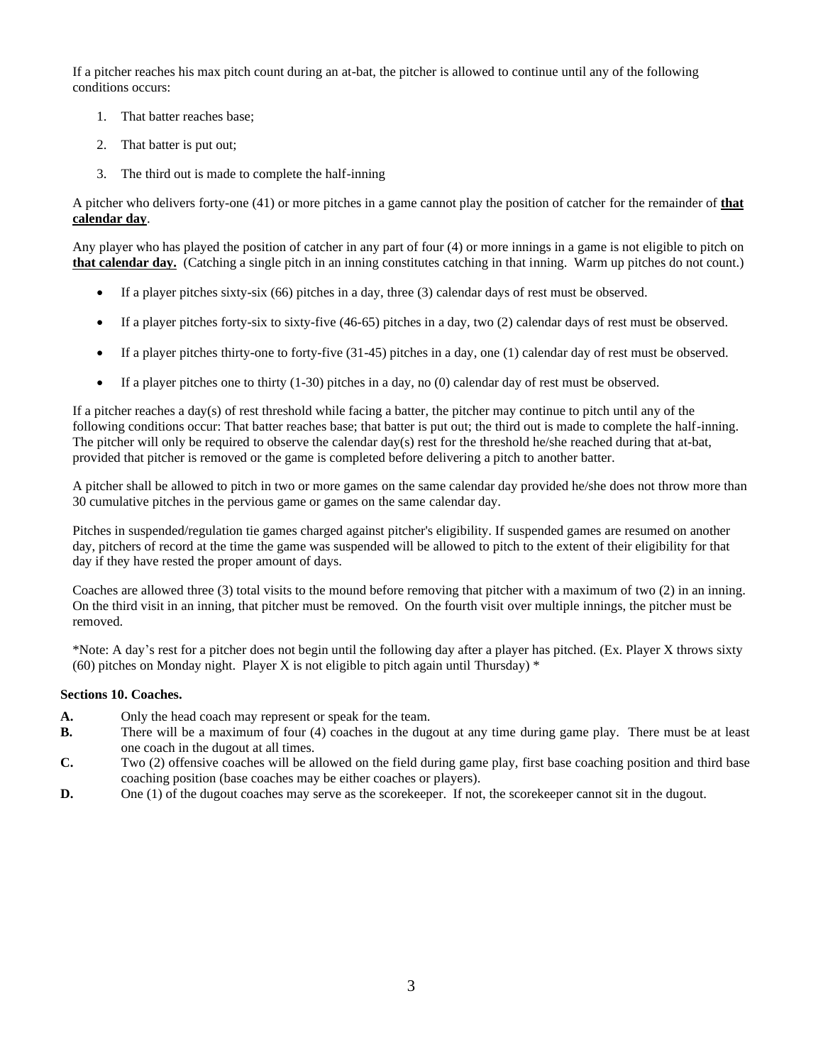If a pitcher reaches his max pitch count during an at-bat, the pitcher is allowed to continue until any of the following conditions occurs:

1. That batter reaches base;
2. That batter is put out;
3. The third out is made to complete the half-inning

A pitcher who delivers forty-one (41) or more pitches in a game cannot play the position of catcher for the remainder of **<u>that calendar day</u>**.

Any player who has played the position of catcher in any part of four (4) or more innings in a game is not eligible to pitch on **<u>that calendar day.</u>** (Catching a single pitch in an inning constitutes catching in that inning. Warm up pitches do not count.)

- If a player pitches sixty-six (66) pitches in a day, three (3) calendar days of rest must be observed.
- If a player pitches forty-six to sixty-five (46-65) pitches in a day, two (2) calendar days of rest must be observed.
- If a player pitches thirty-one to forty-five (31-45) pitches in a day, one (1) calendar day of rest must be observed.
- If a player pitches one to thirty (1-30) pitches in a day, no (0) calendar day of rest must be observed.

If a pitcher reaches a day(s) of rest threshold while facing a batter, the pitcher may continue to pitch until any of the following conditions occur: That batter reaches base; that batter is put out; the third out is made to complete the half-inning. The pitcher will only be required to observe the calendar day(s) rest for the threshold he/she reached during that at-bat, provided that pitcher is removed or the game is completed before delivering a pitch to another batter.

A pitcher shall be allowed to pitch in two or more games on the same calendar day provided he/she does not throw more than 30 cumulative pitches in the pervious game or games on the same calendar day.

Pitches in suspended/regulation tie games charged against pitcher's eligibility. If suspended games are resumed on another day, pitchers of record at the time the game was suspended will be allowed to pitch to the extent of their eligibility for that day if they have rested the proper amount of days.

Coaches are allowed three (3) total visits to the mound before removing that pitcher with a maximum of two (2) in an inning. On the third visit in an inning, that pitcher must be removed. On the fourth visit over multiple innings, the pitcher must be removed.

*Note: A day's rest for a pitcher does not begin until the following day after a player has pitched. (Ex. Player X throws sixty (60) pitches on Monday night. Player X is not eligible to pitch again until Thursday) *

**Sections 10. Coaches.**

**A.** Only the head coach may represent or speak for the team.

**B.** There will be a maximum of four (4) coaches in the dugout at any time during game play. There must be at least one coach in the dugout at all times.

**C.** Two (2) offensive coaches will be allowed on the field during game play, first base coaching position and third base coaching position (base coaches may be either coaches or players).

**D.** One (1) of the dugout coaches may serve as the scorekeeper. If not, the scorekeeper cannot sit in the dugout.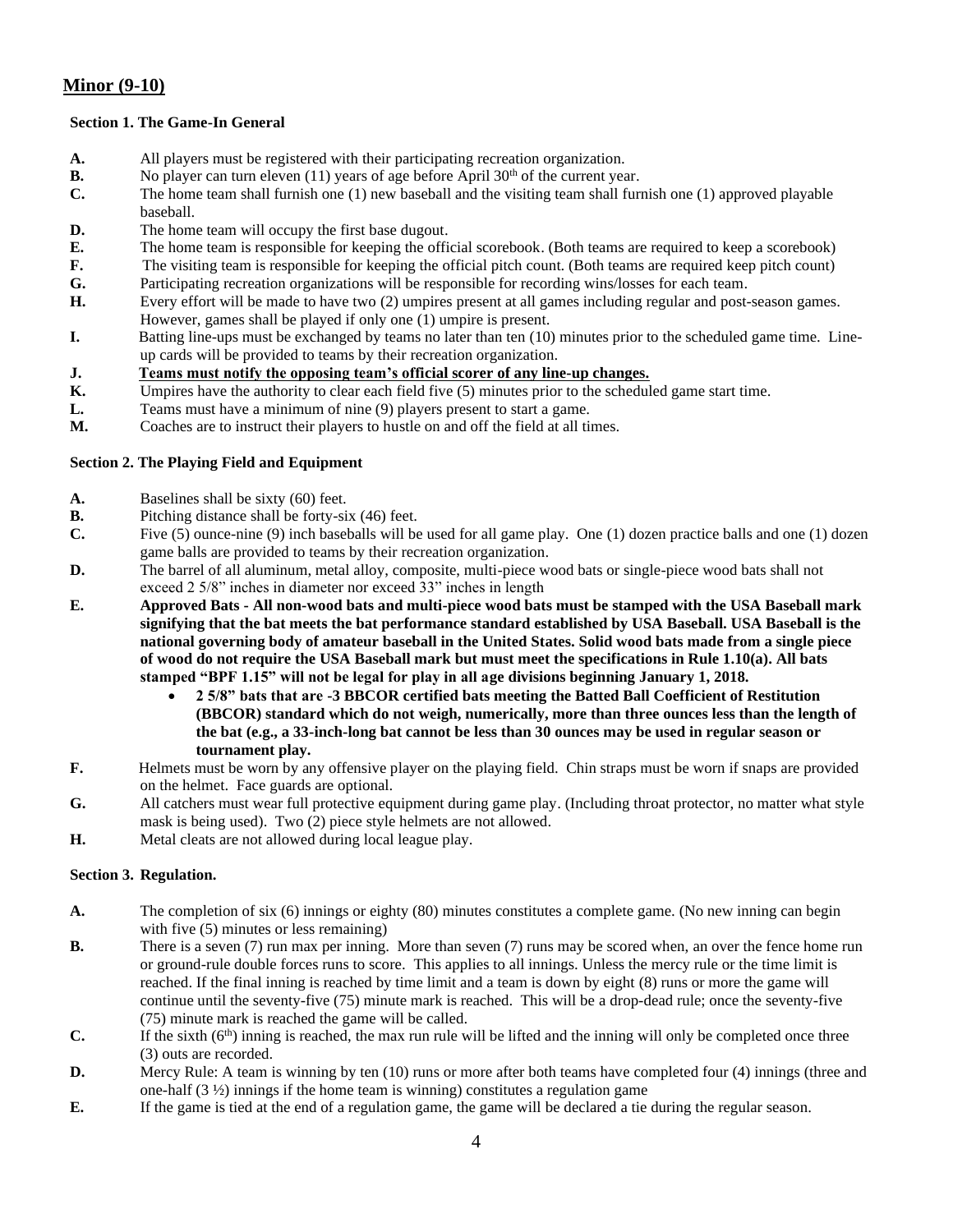## Minor (9-10)

### Section 1. The Game-In General

**A.** All players must be registered with their participating recreation organization.

**B.** No player can turn eleven (11) years of age before April 30th of the current year.

**C.** The home team shall furnish one (1) new baseball and the visiting team shall furnish one (1) approved playable baseball.

**D.** The home team will occupy the first base dugout.

**E.** The home team is responsible for keeping the official scorebook. (Both teams are required to keep a scorebook)

**F.** The visiting team is responsible for keeping the official pitch count. (Both teams are required keep pitch count)

**G.** Participating recreation organizations will be responsible for recording wins/losses for each team.

**H.** Every effort will be made to have two (2) umpires present at all games including regular and post-season games. However, games shall be played if only one (1) umpire is present.

**I.** Batting line-ups must be exchanged by teams no later than ten (10) minutes prior to the scheduled game time. Line-up cards will be provided to teams by their recreation organization.

**J.** **Teams must notify the opposing team's official scorer of any line-up changes.**

**K.** Umpires have the authority to clear each field five (5) minutes prior to the scheduled game start time.

**L.** Teams must have a minimum of nine (9) players present to start a game.

**M.** Coaches are to instruct their players to hustle on and off the field at all times.

### Section 2. The Playing Field and Equipment

**A.** Baselines shall be sixty (60) feet.

**B.** Pitching distance shall be forty-six (46) feet.

**C.** Five (5) ounce-nine (9) inch baseballs will be used for all game play. One (1) dozen practice balls and one (1) dozen game balls are provided to teams by their recreation organization.

**D.** The barrel of all aluminum, metal alloy, composite, multi-piece wood bats or single-piece wood bats shall not exceed 2 5/8" inches in diameter nor exceed 33" inches in length

**E.** **Approved Bats - All non-wood bats and multi-piece wood bats must be stamped with the USA Baseball mark signifying that the bat meets the bat performance standard established by USA Baseball. USA Baseball is the national governing body of amateur baseball in the United States. Solid wood bats made from a single piece of wood do not require the USA Baseball mark but must meet the specifications in Rule 1.10(a). All bats stamped "BPF 1.15" will not be legal for play in all age divisions beginning January 1, 2018.**

- **2 5/8" bats that are -3 BBCOR certified bats meeting the Batted Ball Coefficient of Restitution (BBCOR) standard which do not weigh, numerically, more than three ounces less than the length of the bat (e.g., a 33-inch-long bat cannot be less than 30 ounces may be used in regular season or tournament play.**

**F.** Helmets must be worn by any offensive player on the playing field. Chin straps must be worn if snaps are provided on the helmet. Face guards are optional.

**G.** All catchers must wear full protective equipment during game play. (Including throat protector, no matter what style mask is being used). Two (2) piece style helmets are not allowed.

**H.** Metal cleats are not allowed during local league play.

### Section 3. Regulation.

**A.** The completion of six (6) innings or eighty (80) minutes constitutes a complete game. (No new inning can begin with five (5) minutes or less remaining)

**B.** There is a seven (7) run max per inning. More than seven (7) runs may be scored when, an over the fence home run or ground-rule double forces runs to score. This applies to all innings. Unless the mercy rule or the time limit is reached. If the final inning is reached by time limit and a team is down by eight (8) runs or more the game will continue until the seventy-five (75) minute mark is reached. This will be a drop-dead rule; once the seventy-five (75) minute mark is reached the game will be called.

**C.** If the sixth (6th) inning is reached, the max run rule will be lifted and the inning will only be completed once three (3) outs are recorded.

**D.** Mercy Rule: A team is winning by ten (10) runs or more after both teams have completed four (4) innings (three and one-half (3 ½) innings if the home team is winning) constitutes a regulation game

**E.** If the game is tied at the end of a regulation game, the game will be declared a tie during the regular season.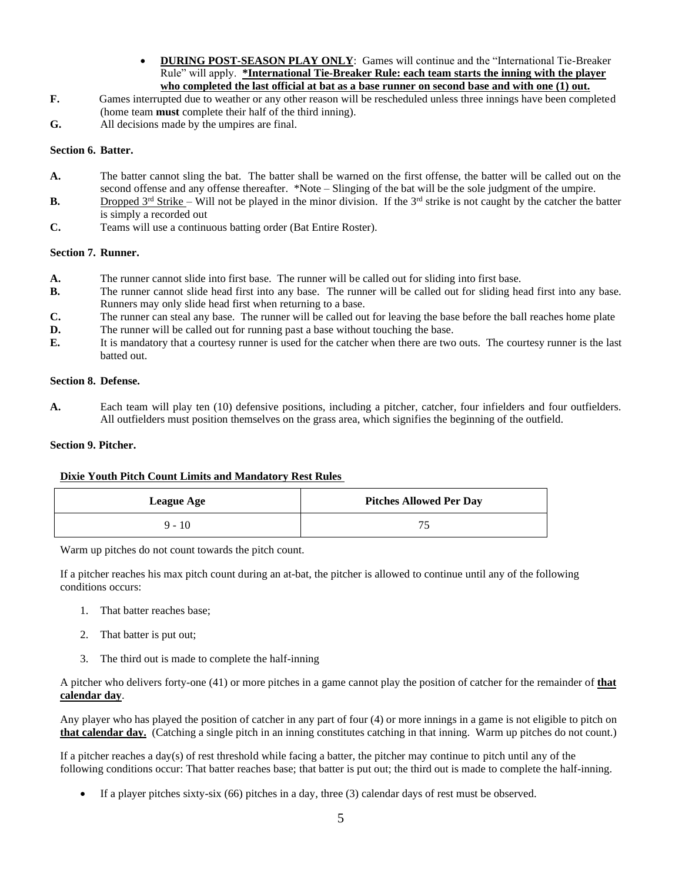- **DURING POST-SEASON PLAY ONLY**: Games will continue and the "International Tie-Breaker Rule" will apply. ***International Tie-Breaker Rule: each team starts the inning with the player who completed the last official at bat as a base runner on second base and with one (1) out.**

**F.** Games interrupted due to weather or any other reason will be rescheduled unless three innings have been completed (home team **must** complete their half of the third inning).

**G.** All decisions made by the umpires are final.

### Section 6. Batter.

**A.** The batter cannot sling the bat. The batter shall be warned on the first offense, the batter will be called out on the second offense and any offense thereafter. *Note – Slinging of the bat will be the sole judgment of the umpire.

**B.** Dropped 3rd Strike – Will not be played in the minor division. If the 3rd strike is not caught by the catcher the batter is simply a recorded out

**C.** Teams will use a continuous batting order (Bat Entire Roster).

### Section 7. Runner.

**A.** The runner cannot slide into first base. The runner will be called out for sliding into first base.

**B.** The runner cannot slide head first into any base. The runner will be called out for sliding head first into any base. Runners may only slide head first when returning to a base.

**C.** The runner can steal any base. The runner will be called out for leaving the base before the ball reaches home plate

**D.** The runner will be called out for running past a base without touching the base.

**E.** It is mandatory that a courtesy runner is used for the catcher when there are two outs. The courtesy runner is the last batted out.

### Section 8. Defense.

**A.** Each team will play ten (10) defensive positions, including a pitcher, catcher, four infielders and four outfielders. All outfielders must position themselves on the grass area, which signifies the beginning of the outfield.

### Section 9. Pitcher.

**Dixie Youth Pitch Count Limits and Mandatory Rest Rules**

| League Age | Pitches Allowed Per Day |
|---|---|
| 9 - 10 | 75 |

Warm up pitches do not count towards the pitch count.

If a pitcher reaches his max pitch count during an at-bat, the pitcher is allowed to continue until any of the following conditions occurs:

1. That batter reaches base;
2. That batter is put out;
3. The third out is made to complete the half-inning

A pitcher who delivers forty-one (41) or more pitches in a game cannot play the position of catcher for the remainder of **that calendar day**.

Any player who has played the position of catcher in any part of four (4) or more innings in a game is not eligible to pitch on **that calendar day.** (Catching a single pitch in an inning constitutes catching in that inning. Warm up pitches do not count.)

If a pitcher reaches a day(s) of rest threshold while facing a batter, the pitcher may continue to pitch until any of the following conditions occur: That batter reaches base; that batter is put out; the third out is made to complete the half-inning.

- If a player pitches sixty-six (66) pitches in a day, three (3) calendar days of rest must be observed.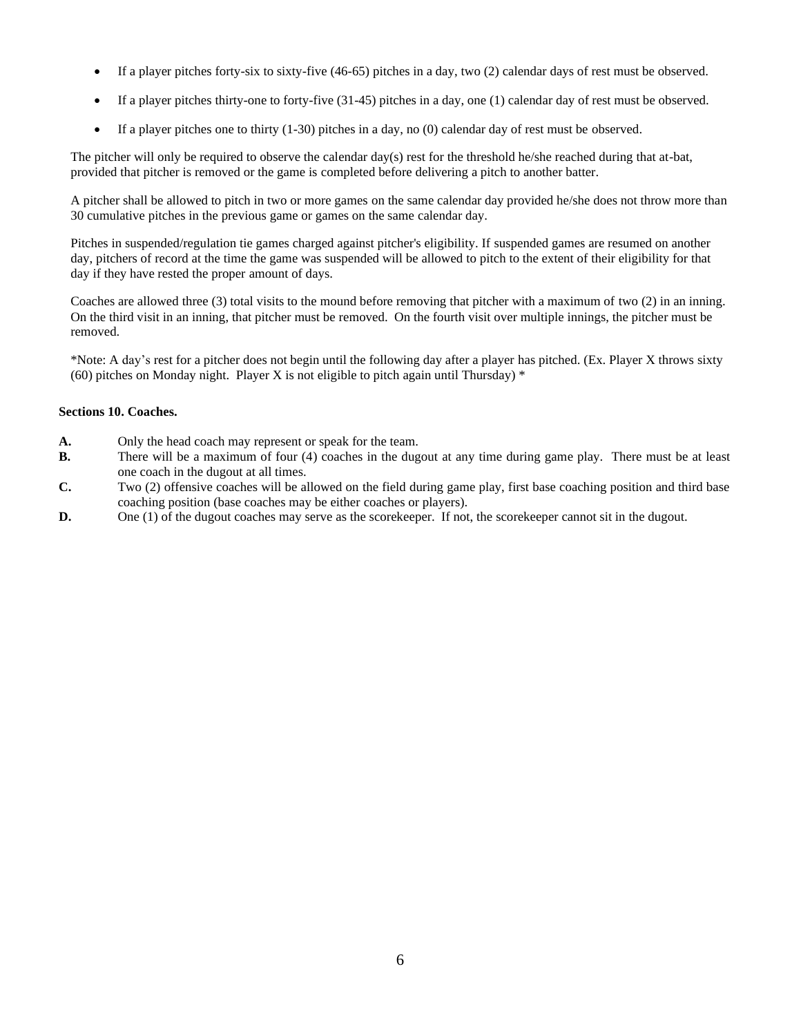- If a player pitches forty-six to sixty-five (46-65) pitches in a day, two (2) calendar days of rest must be observed.
- If a player pitches thirty-one to forty-five (31-45) pitches in a day, one (1) calendar day of rest must be observed.
- If a player pitches one to thirty (1-30) pitches in a day, no (0) calendar day of rest must be observed.

The pitcher will only be required to observe the calendar day(s) rest for the threshold he/she reached during that at-bat, provided that pitcher is removed or the game is completed before delivering a pitch to another batter.

A pitcher shall be allowed to pitch in two or more games on the same calendar day provided he/she does not throw more than 30 cumulative pitches in the previous game or games on the same calendar day.

Pitches in suspended/regulation tie games charged against pitcher's eligibility. If suspended games are resumed on another day, pitchers of record at the time the game was suspended will be allowed to pitch to the extent of their eligibility for that day if they have rested the proper amount of days.

Coaches are allowed three (3) total visits to the mound before removing that pitcher with a maximum of two (2) in an inning. On the third visit in an inning, that pitcher must be removed. On the fourth visit over multiple innings, the pitcher must be removed.

*Note: A day's rest for a pitcher does not begin until the following day after a player has pitched. (Ex. Player X throws sixty (60) pitches on Monday night. Player X is not eligible to pitch again until Thursday) *

**Sections 10. Coaches.**

**A.** Only the head coach may represent or speak for the team.

**B.** There will be a maximum of four (4) coaches in the dugout at any time during game play. There must be at least one coach in the dugout at all times.

**C.** Two (2) offensive coaches will be allowed on the field during game play, first base coaching position and third base coaching position (base coaches may be either coaches or players).

**D.** One (1) of the dugout coaches may serve as the scorekeeper. If not, the scorekeeper cannot sit in the dugout.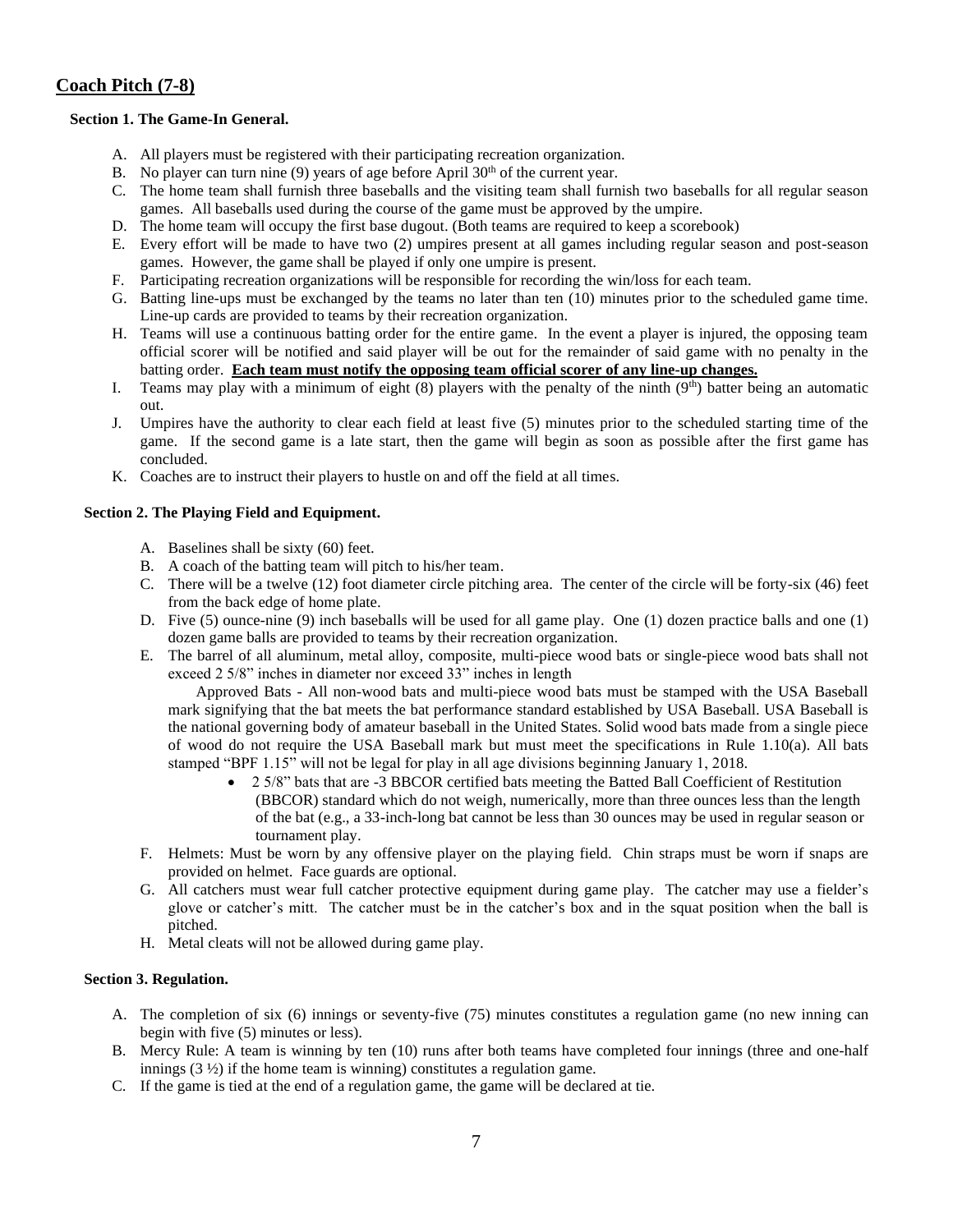## Coach Pitch (7-8)

### Section 1. The Game-In General.

A. All players must be registered with their participating recreation organization.
B. No player can turn nine (9) years of age before April 30th of the current year.
C. The home team shall furnish three baseballs and the visiting team shall furnish two baseballs for all regular season games. All baseballs used during the course of the game must be approved by the umpire.
D. The home team will occupy the first base dugout. (Both teams are required to keep a scorebook)
E. Every effort will be made to have two (2) umpires present at all games including regular season and post-season games. However, the game shall be played if only one umpire is present.
F. Participating recreation organizations will be responsible for recording the win/loss for each team.
G. Batting line-ups must be exchanged by the teams no later than ten (10) minutes prior to the scheduled game time. Line-up cards are provided to teams by their recreation organization.
H. Teams will use a continuous batting order for the entire game. In the event a player is injured, the opposing team official scorer will be notified and said player will be out for the remainder of said game with no penalty in the batting order. **Each team must notify the opposing team official scorer of any line-up changes.**
I. Teams may play with a minimum of eight (8) players with the penalty of the ninth (9th) batter being an automatic out.
J. Umpires have the authority to clear each field at least five (5) minutes prior to the scheduled starting time of the game. If the second game is a late start, then the game will begin as soon as possible after the first game has concluded.
K. Coaches are to instruct their players to hustle on and off the field at all times.

### Section 2. The Playing Field and Equipment.

A. Baselines shall be sixty (60) feet.
B. A coach of the batting team will pitch to his/her team.
C. There will be a twelve (12) foot diameter circle pitching area. The center of the circle will be forty-six (46) feet from the back edge of home plate.
D. Five (5) ounce-nine (9) inch baseballs will be used for all game play. One (1) dozen practice balls and one (1) dozen game balls are provided to teams by their recreation organization.
E. The barrel of all aluminum, metal alloy, composite, multi-piece wood bats or single-piece wood bats shall not exceed 2 5/8" inches in diameter nor exceed 33" inches in length

   Approved Bats - All non-wood bats and multi-piece wood bats must be stamped with the USA Baseball mark signifying that the bat meets the bat performance standard established by USA Baseball. USA Baseball is the national governing body of amateur baseball in the United States. Solid wood bats made from a single piece of wood do not require the USA Baseball mark but must meet the specifications in Rule 1.10(a). All bats stamped "BPF 1.15" will not be legal for play in all age divisions beginning January 1, 2018.

   - 2 5/8" bats that are -3 BBCOR certified bats meeting the Batted Ball Coefficient of Restitution (BBCOR) standard which do not weigh, numerically, more than three ounces less than the length of the bat (e.g., a 33-inch-long bat cannot be less than 30 ounces may be used in regular season or tournament play.

F. Helmets: Must be worn by any offensive player on the playing field. Chin straps must be worn if snaps are provided on helmet. Face guards are optional.
G. All catchers must wear full catcher protective equipment during game play. The catcher may use a fielder's glove or catcher's mitt. The catcher must be in the catcher's box and in the squat position when the ball is pitched.
H. Metal cleats will not be allowed during game play.

### Section 3. Regulation.

A. The completion of six (6) innings or seventy-five (75) minutes constitutes a regulation game (no new inning can begin with five (5) minutes or less).
B. Mercy Rule: A team is winning by ten (10) runs after both teams have completed four innings (three and one-half innings (3 ½) if the home team is winning) constitutes a regulation game.
C. If the game is tied at the end of a regulation game, the game will be declared at tie.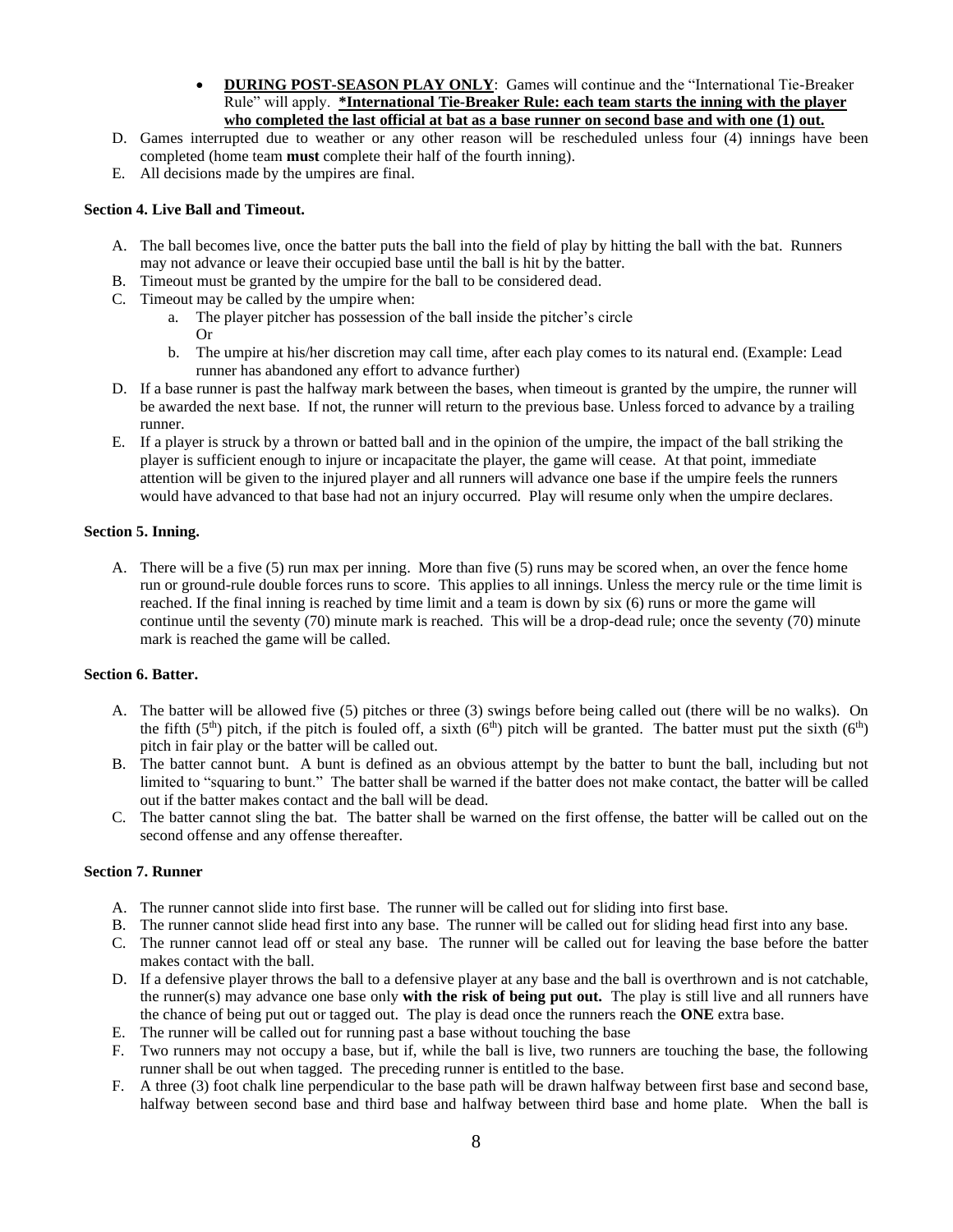- **DURING POST-SEASON PLAY ONLY**: Games will continue and the "International Tie-Breaker Rule" will apply. **\*International Tie-Breaker Rule: each team starts the inning with the player who completed the last official at bat as a base runner on second base and with one (1) out.**

D. Games interrupted due to weather or any other reason will be rescheduled unless four (4) innings have been completed (home team **must** complete their half of the fourth inning).

E. All decisions made by the umpires are final.

**Section 4. Live Ball and Timeout.**

A. The ball becomes live, once the batter puts the ball into the field of play by hitting the ball with the bat. Runners may not advance or leave their occupied base until the ball is hit by the batter.

B. Timeout must be granted by the umpire for the ball to be considered dead.

C. Timeout may be called by the umpire when:

   a. The player pitcher has possession of the ball inside the pitcher's circle
      Or
   b. The umpire at his/her discretion may call time, after each play comes to its natural end. (Example: Lead runner has abandoned any effort to advance further)

D. If a base runner is past the halfway mark between the bases, when timeout is granted by the umpire, the runner will be awarded the next base. If not, the runner will return to the previous base. Unless forced to advance by a trailing runner.

E. If a player is struck by a thrown or batted ball and in the opinion of the umpire, the impact of the ball striking the player is sufficient enough to injure or incapacitate the player, the game will cease. At that point, immediate attention will be given to the injured player and all runners will advance one base if the umpire feels the runners would have advanced to that base had not an injury occurred. Play will resume only when the umpire declares.

**Section 5. Inning.**

A. There will be a five (5) run max per inning. More than five (5) runs may be scored when, an over the fence home run or ground-rule double forces runs to score. This applies to all innings. Unless the mercy rule or the time limit is reached. If the final inning is reached by time limit and a team is down by six (6) runs or more the game will continue until the seventy (70) minute mark is reached. This will be a drop-dead rule; once the seventy (70) minute mark is reached the game will be called.

**Section 6. Batter.**

A. The batter will be allowed five (5) pitches or three (3) swings before being called out (there will be no walks). On the fifth (5th) pitch, if the pitch is fouled off, a sixth (6th) pitch will be granted. The batter must put the sixth (6th) pitch in fair play or the batter will be called out.

B. The batter cannot bunt. A bunt is defined as an obvious attempt by the batter to bunt the ball, including but not limited to "squaring to bunt." The batter shall be warned if the batter does not make contact, the batter will be called out if the batter makes contact and the ball will be dead.

C. The batter cannot sling the bat. The batter shall be warned on the first offense, the batter will be called out on the second offense and any offense thereafter.

**Section 7. Runner**

A. The runner cannot slide into first base. The runner will be called out for sliding into first base.

B. The runner cannot slide head first into any base. The runner will be called out for sliding head first into any base.

C. The runner cannot lead off or steal any base. The runner will be called out for leaving the base before the batter makes contact with the ball.

D. If a defensive player throws the ball to a defensive player at any base and the ball is overthrown and is not catchable, the runner(s) may advance one base only **with the risk of being put out.** The play is still live and all runners have the chance of being put out or tagged out. The play is dead once the runners reach the **ONE** extra base.

E. The runner will be called out for running past a base without touching the base

F. Two runners may not occupy a base, but if, while the ball is live, two runners are touching the base, the following runner shall be out when tagged. The preceding runner is entitled to the base.

F. A three (3) foot chalk line perpendicular to the base path will be drawn halfway between first base and second base, halfway between second base and third base and halfway between third base and home plate. When the ball is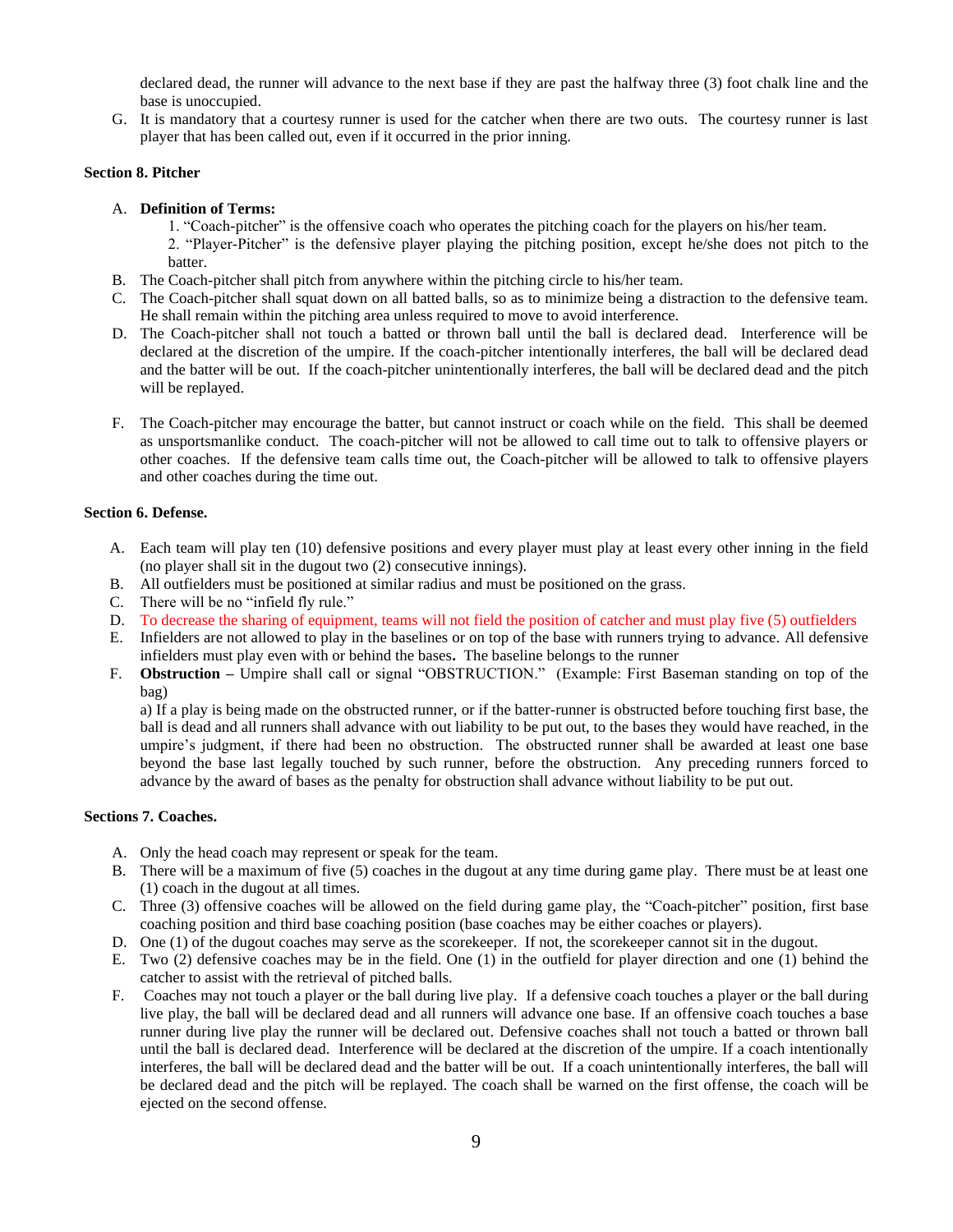declared dead, the runner will advance to the next base if they are past the halfway three (3) foot chalk line and the base is unoccupied.

G. It is mandatory that a courtesy runner is used for the catcher when there are two outs. The courtesy runner is last player that has been called out, even if it occurred in the prior inning.

**Section 8. Pitcher**

A. **Definition of Terms:**
   1. "Coach-pitcher" is the offensive coach who operates the pitching coach for the players on his/her team.
   2. "Player-Pitcher" is the defensive player playing the pitching position, except he/she does not pitch to the batter.

B. The Coach-pitcher shall pitch from anywhere within the pitching circle to his/her team.

C. The Coach-pitcher shall squat down on all batted balls, so as to minimize being a distraction to the defensive team. He shall remain within the pitching area unless required to move to avoid interference.

D. The Coach-pitcher shall not touch a batted or thrown ball until the ball is declared dead. Interference will be declared at the discretion of the umpire. If the coach-pitcher intentionally interferes, the ball will be declared dead and the batter will be out. If the coach-pitcher unintentionally interferes, the ball will be declared dead and the pitch will be replayed.

F. The Coach-pitcher may encourage the batter, but cannot instruct or coach while on the field. This shall be deemed as unsportsmanlike conduct. The coach-pitcher will not be allowed to call time out to talk to offensive players or other coaches. If the defensive team calls time out, the Coach-pitcher will be allowed to talk to offensive players and other coaches during the time out.

**Section 6. Defense.**

A. Each team will play ten (10) defensive positions and every player must play at least every other inning in the field (no player shall sit in the dugout two (2) consecutive innings).

B. All outfielders must be positioned at similar radius and must be positioned on the grass.

C. There will be no "infield fly rule."

D. To decrease the sharing of equipment, teams will not field the position of catcher and must play five (5) outfielders

E. Infielders are not allowed to play in the baselines or on top of the base with runners trying to advance. All defensive infielders must play even with or behind the bases**.** The baseline belongs to the runner

F. **Obstruction –** Umpire shall call or signal "OBSTRUCTION." (Example: First Baseman standing on top of the bag)
   a) If a play is being made on the obstructed runner, or if the batter-runner is obstructed before touching first base, the ball is dead and all runners shall advance with out liability to be put out, to the bases they would have reached, in the umpire's judgment, if there had been no obstruction. The obstructed runner shall be awarded at least one base beyond the base last legally touched by such runner, before the obstruction. Any preceding runners forced to advance by the award of bases as the penalty for obstruction shall advance without liability to be put out.

**Sections 7. Coaches.**

A. Only the head coach may represent or speak for the team.

B. There will be a maximum of five (5) coaches in the dugout at any time during game play. There must be at least one (1) coach in the dugout at all times.

C. Three (3) offensive coaches will be allowed on the field during game play, the "Coach-pitcher" position, first base coaching position and third base coaching position (base coaches may be either coaches or players).

D. One (1) of the dugout coaches may serve as the scorekeeper. If not, the scorekeeper cannot sit in the dugout.

E. Two (2) defensive coaches may be in the field. One (1) in the outfield for player direction and one (1) behind the catcher to assist with the retrieval of pitched balls.

F. Coaches may not touch a player or the ball during live play. If a defensive coach touches a player or the ball during live play, the ball will be declared dead and all runners will advance one base. If an offensive coach touches a base runner during live play the runner will be declared out. Defensive coaches shall not touch a batted or thrown ball until the ball is declared dead. Interference will be declared at the discretion of the umpire. If a coach intentionally interferes, the ball will be declared dead and the batter will be out. If a coach unintentionally interferes, the ball will be declared dead and the pitch will be replayed. The coach shall be warned on the first offense, the coach will be ejected on the second offense.